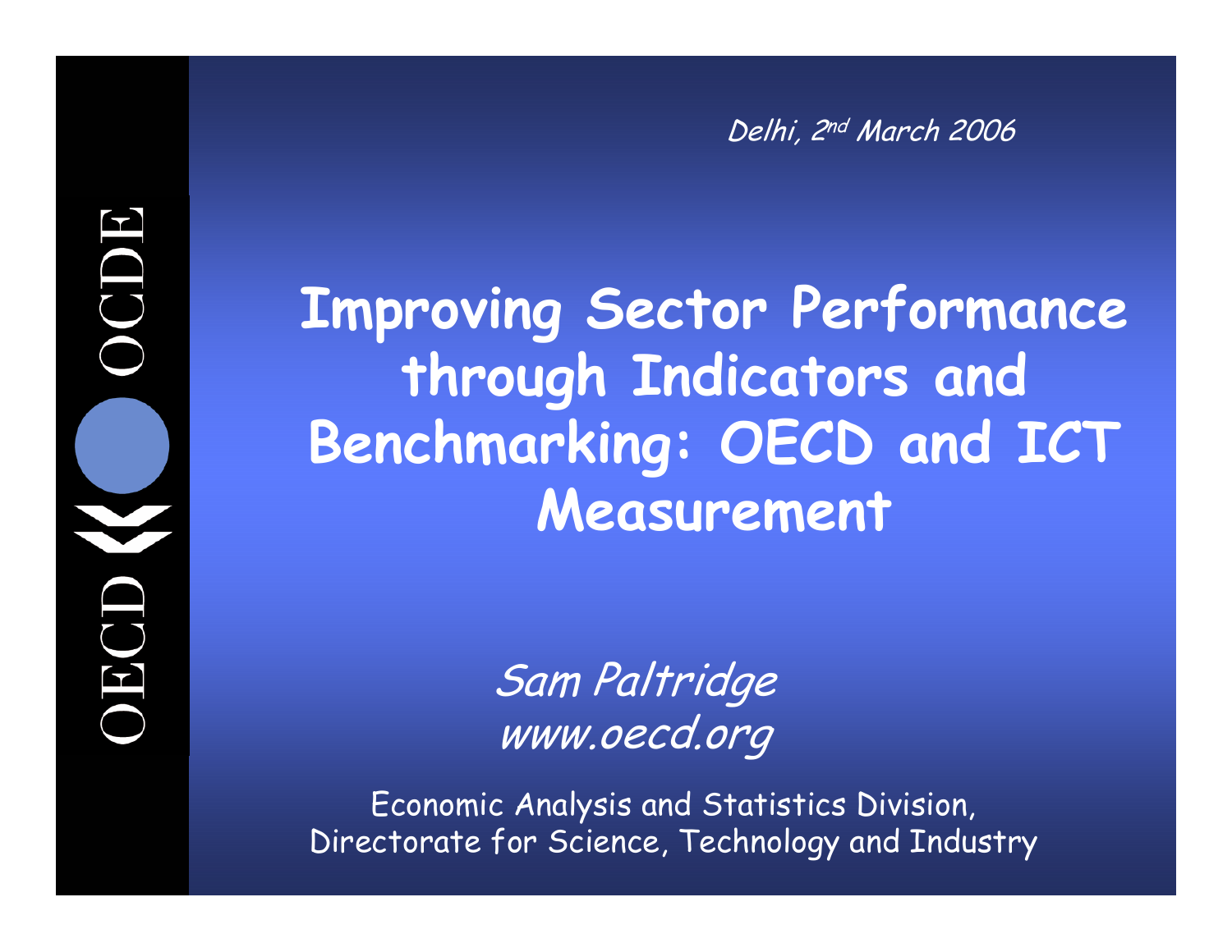*Delhi, 2nd March 2006*

# Improving Sector Performance through Indicators and Benchmarking: OECD and ICT Measurement

*Sam Paltridge*
*www.oecd.org*

Economic Analysis and Statistics Division,
Directorate for Science, Technology and Industry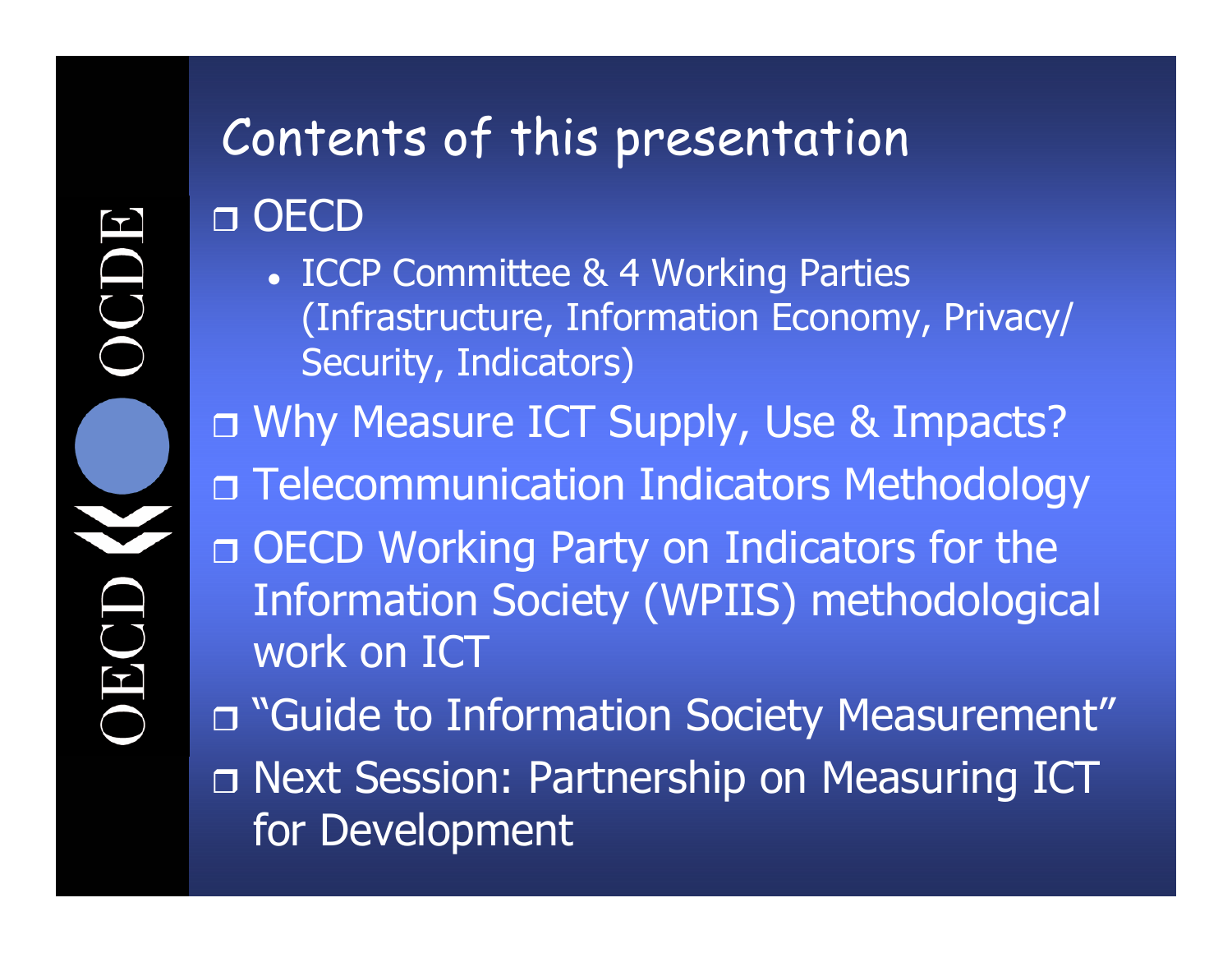# Contents of this presentation

- OECD
  - ICCP Committee & 4 Working Parties (Infrastructure, Information Economy, Privacy/ Security, Indicators)
- Why Measure ICT Supply, Use & Impacts?
- Telecommunication Indicators Methodology
- OECD Working Party on Indicators for the Information Society (WPIIS) methodological work on ICT
- "Guide to Information Society Measurement"
- Next Session: Partnership on Measuring ICT for Development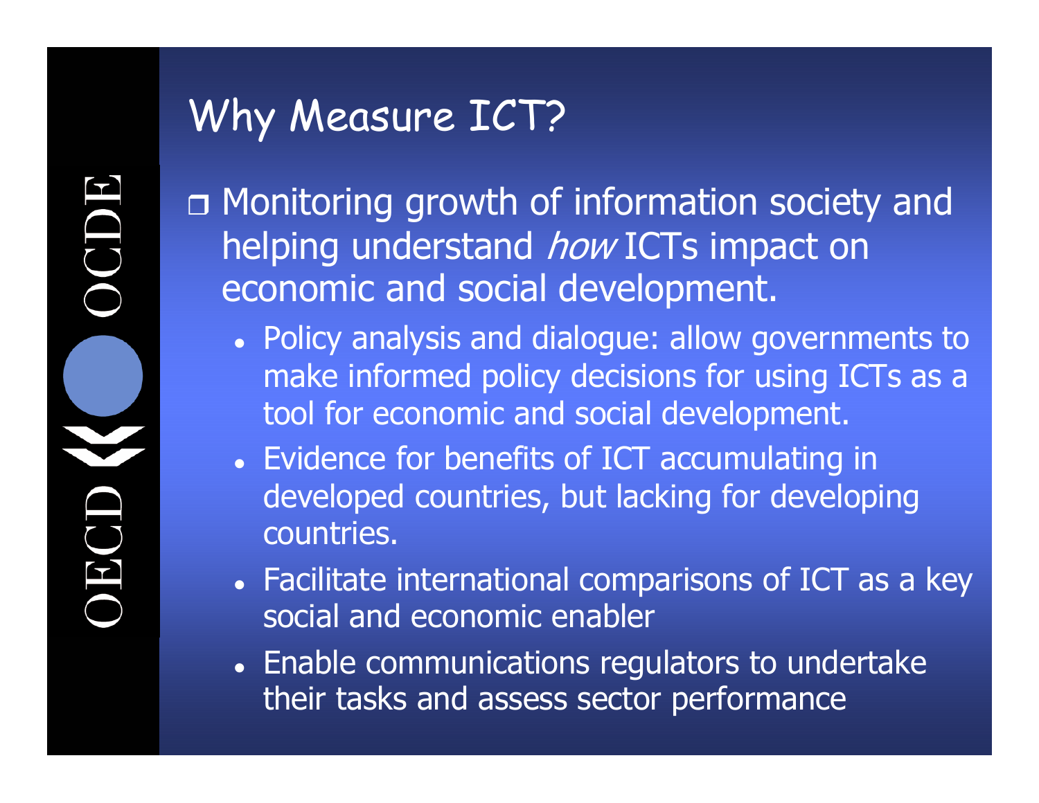# Why Measure ICT?

- Monitoring growth of information society and helping understand *how* ICTs impact on economic and social development.
  - Policy analysis and dialogue: allow governments to make informed policy decisions for using ICTs as a tool for economic and social development.
  - Evidence for benefits of ICT accumulating in developed countries, but lacking for developing countries.
  - Facilitate international comparisons of ICT as a key social and economic enabler
  - Enable communications regulators to undertake their tasks and assess sector performance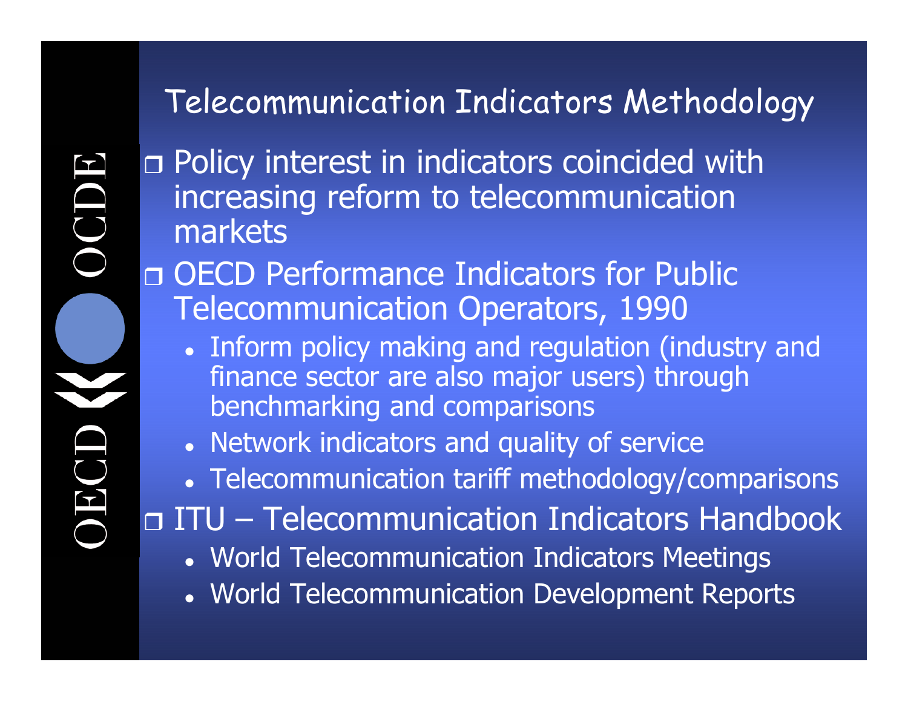## Telecommunication Indicators Methodology

- Policy interest in indicators coincided with increasing reform to telecommunication markets
- OECD Performance Indicators for Public Telecommunication Operators, 1990
  - Inform policy making and regulation (industry and finance sector are also major users) through benchmarking and comparisons
  - Network indicators and quality of service
  - Telecommunication tariff methodology/comparisons
- ITU – Telecommunication Indicators Handbook
  - World Telecommunication Indicators Meetings
  - World Telecommunication Development Reports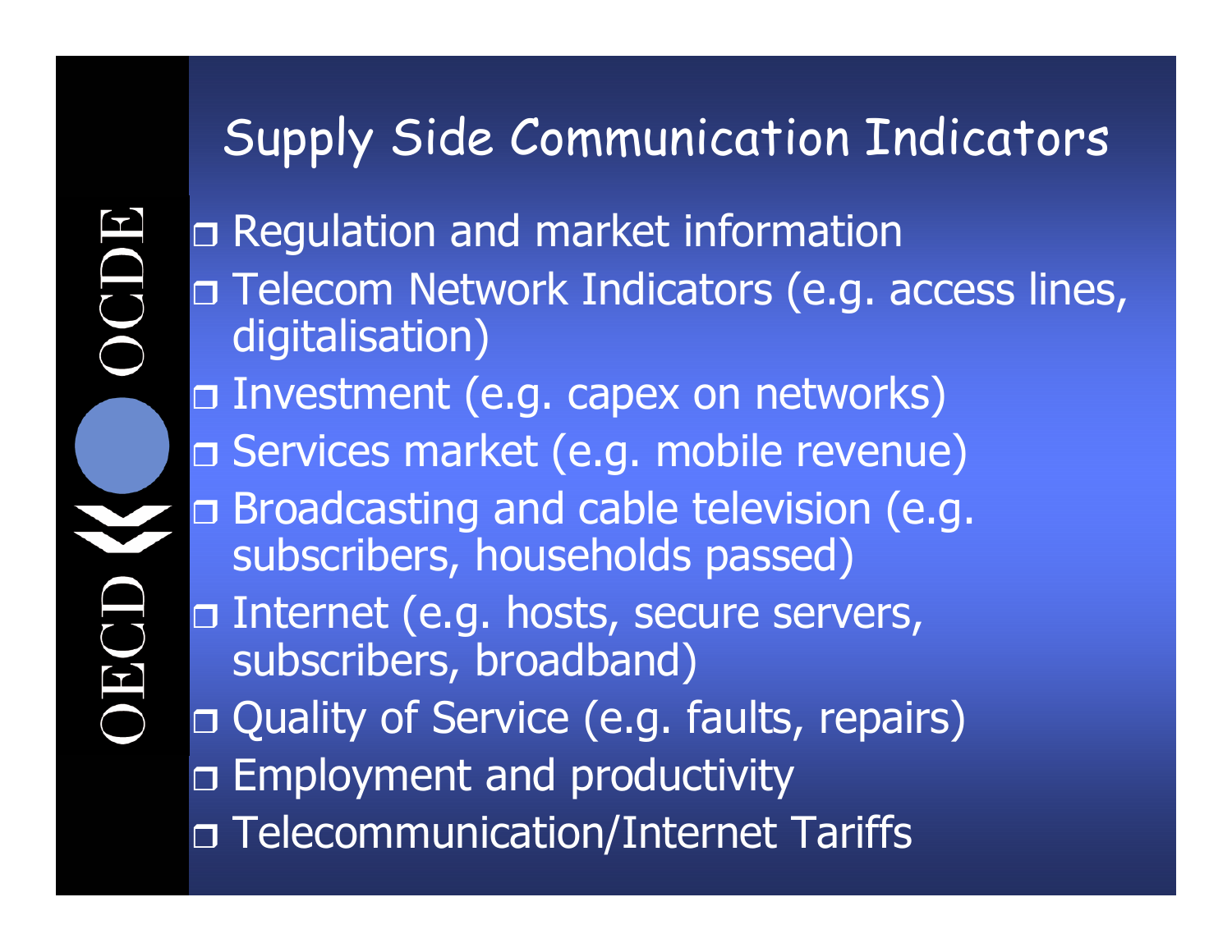# Supply Side Communication Indicators

- Regulation and market information
- Telecom Network Indicators (e.g. access lines, digitalisation)
- Investment (e.g. capex on networks)
- Services market (e.g. mobile revenue)
- Broadcasting and cable television (e.g. subscribers, households passed)
- Internet (e.g. hosts, secure servers, subscribers, broadband)
- Quality of Service (e.g. faults, repairs)
- Employment and productivity
- Telecommunication/Internet Tariffs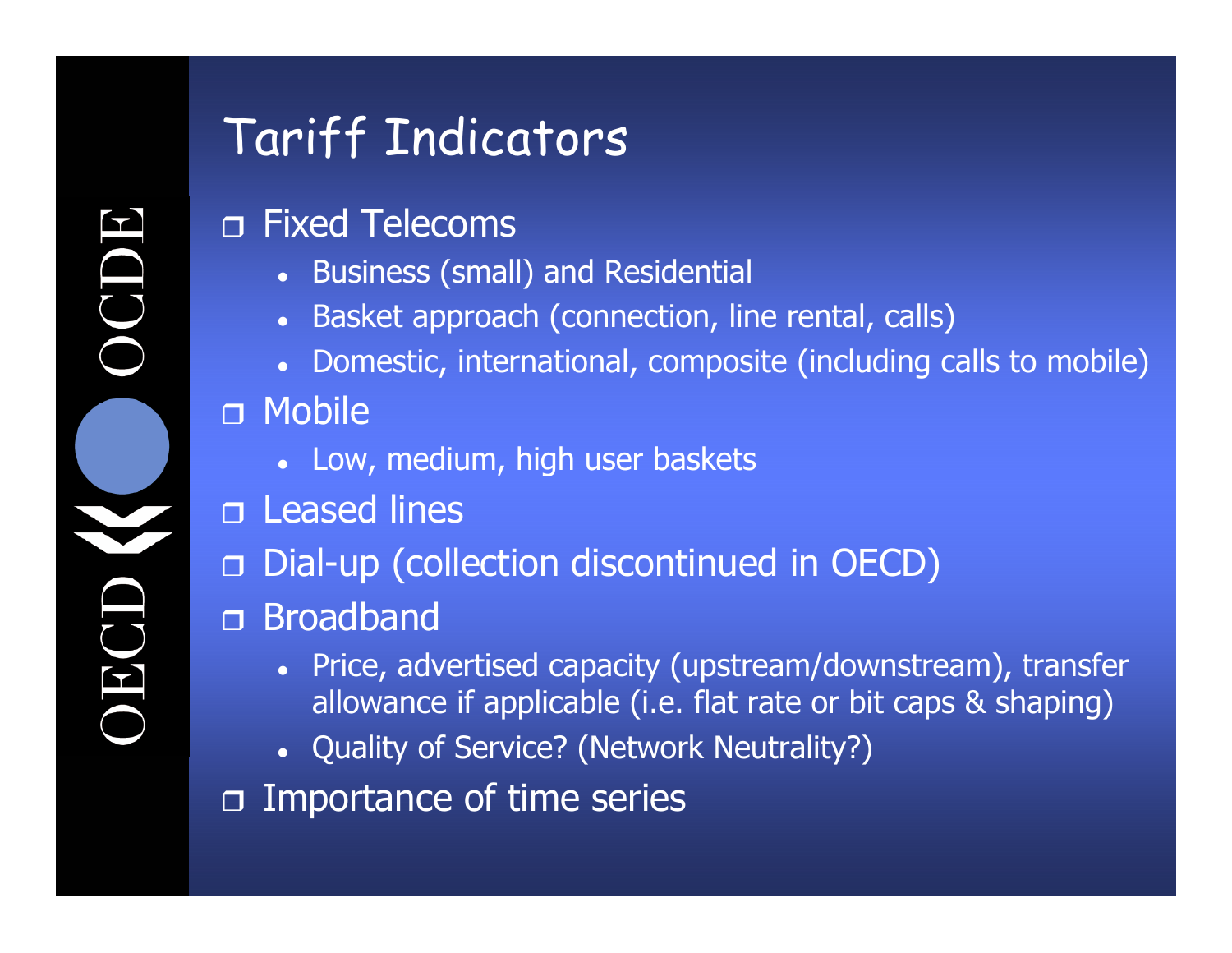# Tariff Indicators

- Fixed Telecoms
  - Business (small) and Residential
  - Basket approach (connection, line rental, calls)
  - Domestic, international, composite (including calls to mobile)
- Mobile
  - Low, medium, high user baskets
- Leased lines
- Dial-up (collection discontinued in OECD)
- Broadband
  - Price, advertised capacity (upstream/downstream), transfer allowance if applicable (i.e. flat rate or bit caps & shaping)
  - Quality of Service? (Network Neutrality?)
- Importance of time series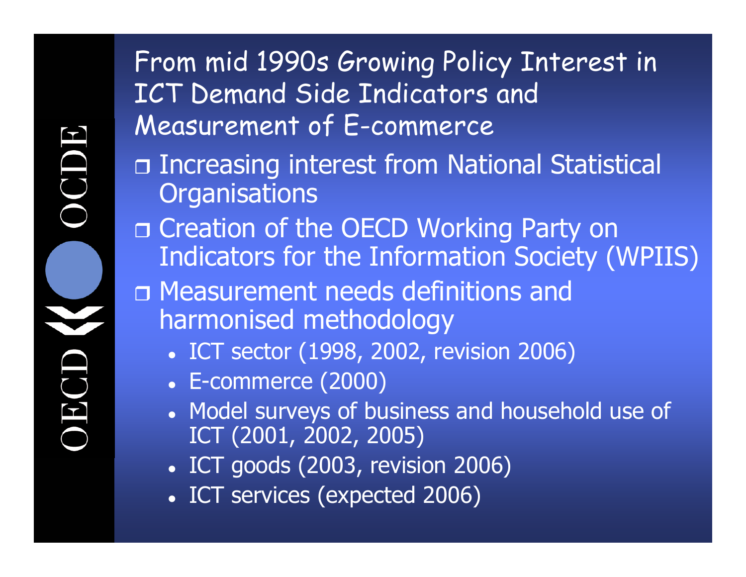# From mid 1990s Growing Policy Interest in ICT Demand Side Indicators and Measurement of E-commerce

- Increasing interest from National Statistical Organisations
- Creation of the OECD Working Party on Indicators for the Information Society (WPIIS)
- Measurement needs definitions and harmonised methodology
  - ICT sector (1998, 2002, revision 2006)
  - E-commerce (2000)
  - Model surveys of business and household use of ICT (2001, 2002, 2005)
  - ICT goods (2003, revision 2006)
  - ICT services (expected 2006)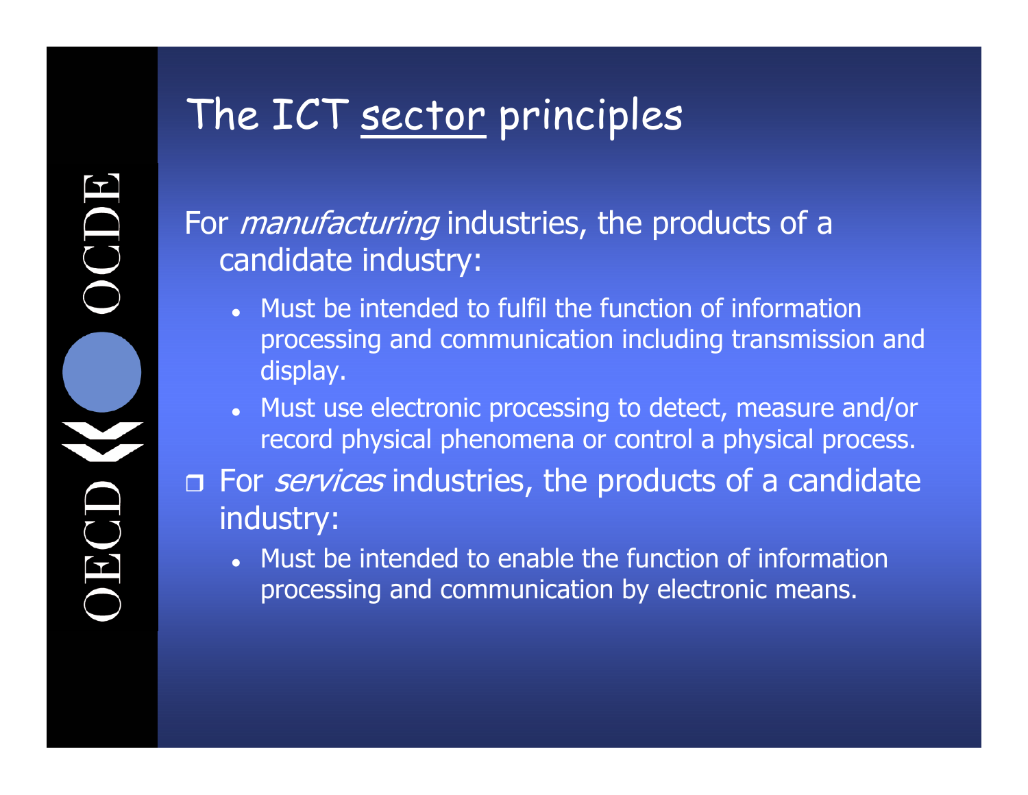# The ICT sector principles

For *manufacturing* industries, the products of a candidate industry:

- Must be intended to fulfil the function of information processing and communication including transmission and display.
- Must use electronic processing to detect, measure and/or record physical phenomena or control a physical process.

For *services* industries, the products of a candidate industry:

- Must be intended to enable the function of information processing and communication by electronic means.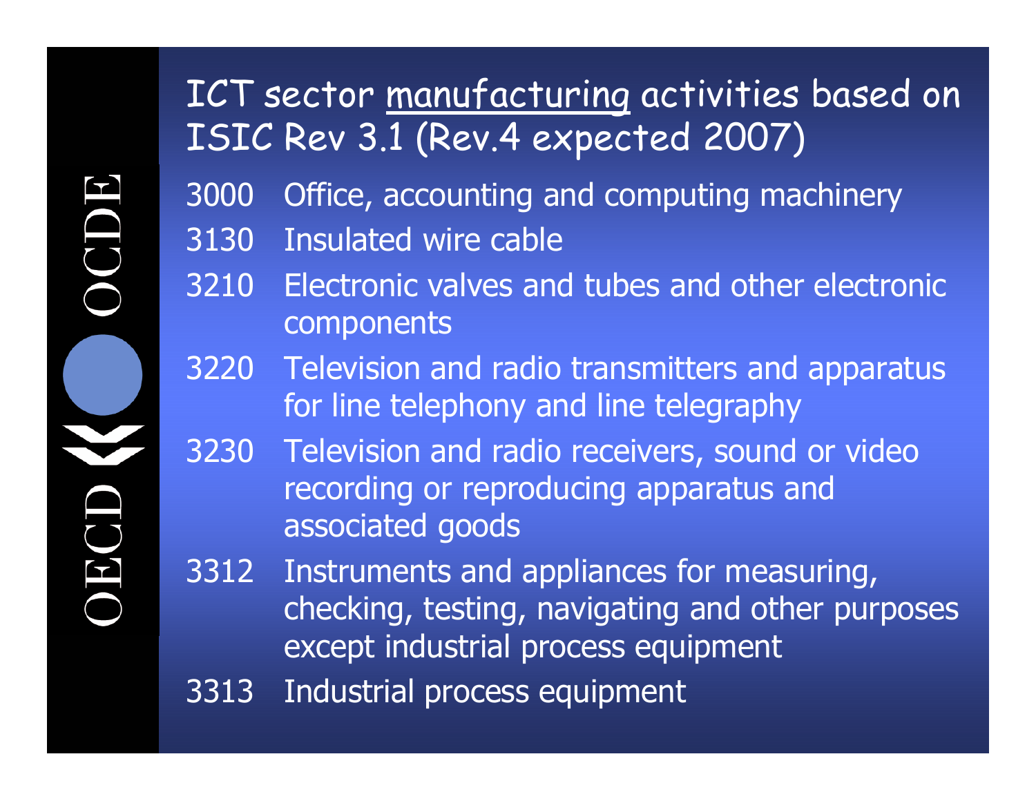# ICT sector <u>manufacturing</u> activities based on ISIC Rev 3.1 (Rev.4 expected 2007)

- 3000 Office, accounting and computing machinery
- 3130 Insulated wire cable
- 3210 Electronic valves and tubes and other electronic components
- 3220 Television and radio transmitters and apparatus for line telephony and line telegraphy
- 3230 Television and radio receivers, sound or video recording or reproducing apparatus and associated goods
- 3312 Instruments and appliances for measuring, checking, testing, navigating and other purposes except industrial process equipment
- 3313 Industrial process equipment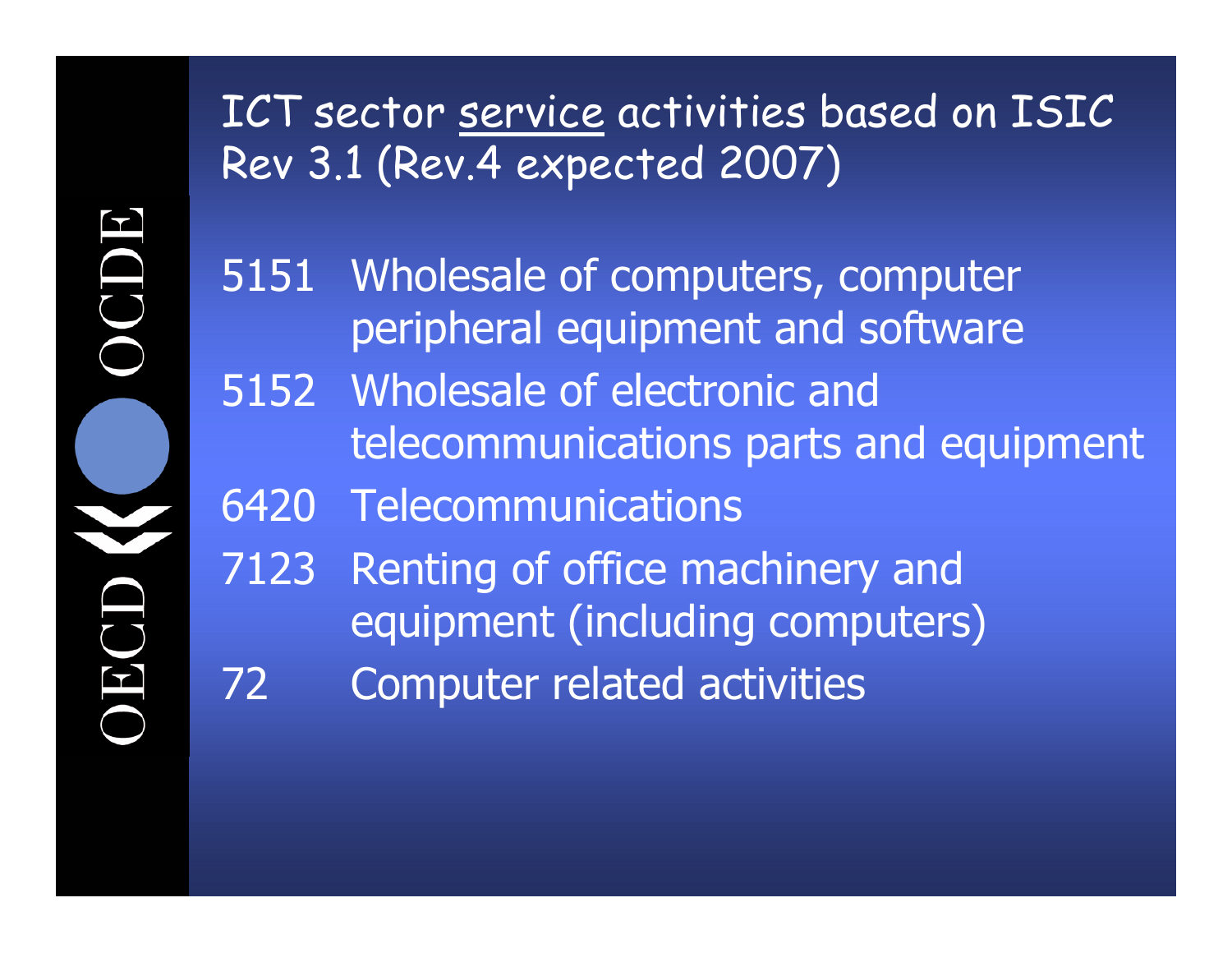# ICT sector <u>service</u> activities based on ISIC Rev 3.1 (Rev.4 expected 2007)

| | |
|---|---|
| 5151 | Wholesale of computers, computer peripheral equipment and software |
| 5152 | Wholesale of electronic and telecommunications parts and equipment |
| 6420 | Telecommunications |
| 7123 | Renting of office machinery and equipment (including computers) |
| 72 | Computer related activities |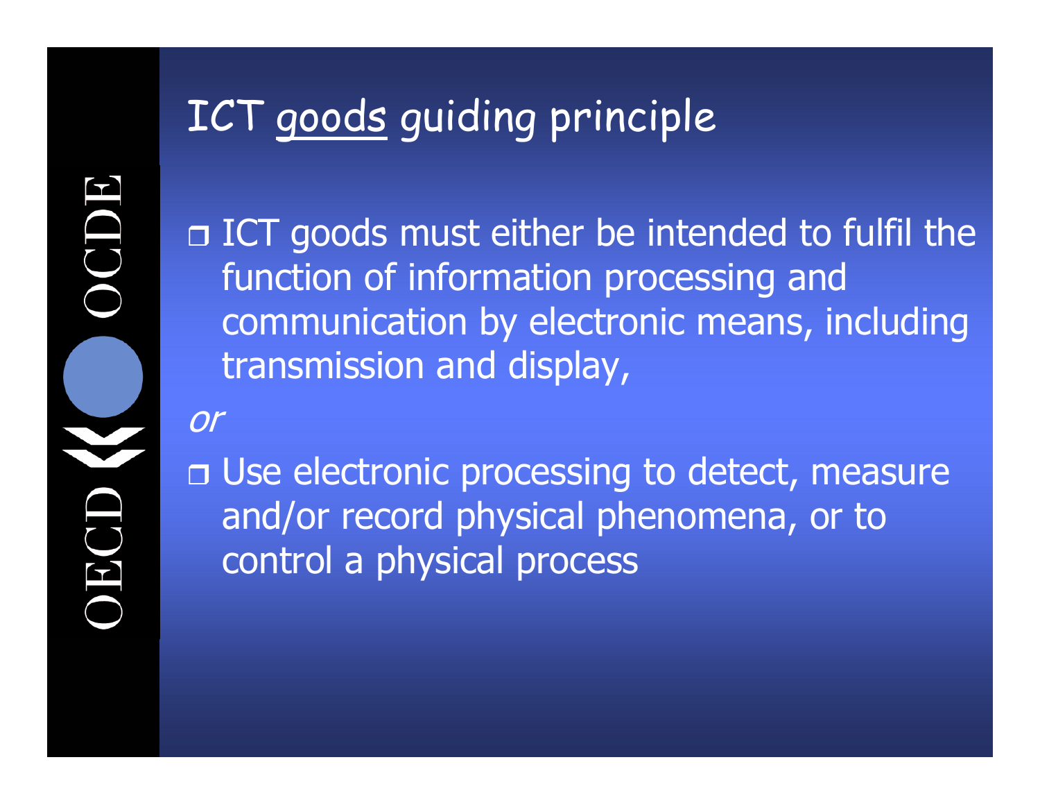# ICT goods guiding principle

- ICT goods must either be intended to fulfil the function of information processing and communication by electronic means, including transmission and display,

*or*

- Use electronic processing to detect, measure and/or record physical phenomena, or to control a physical process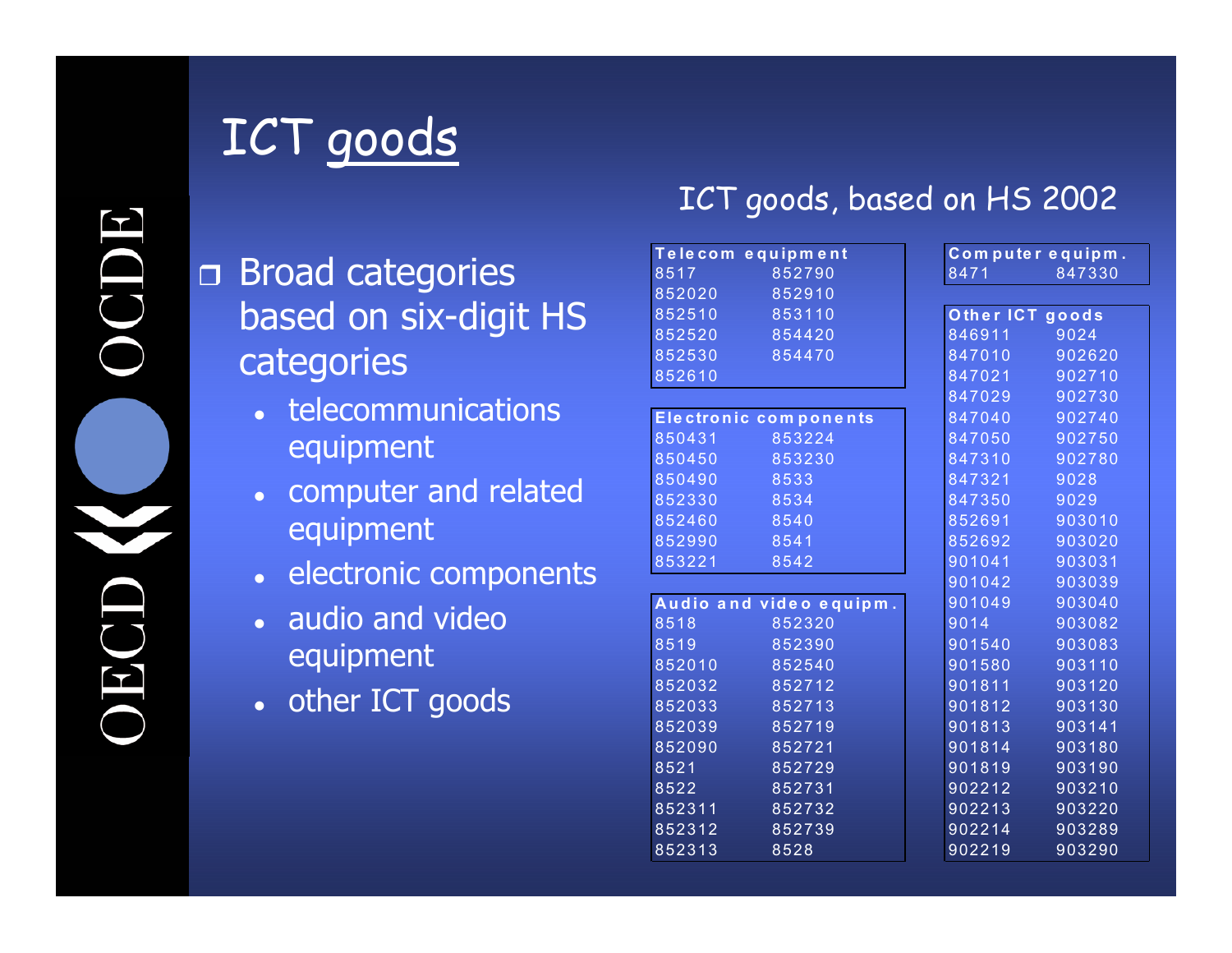# ICT goods

- Broad categories based on six-digit HS categories
  - telecommunications equipment
  - computer and related equipment
  - electronic components
  - audio and video equipment
  - other ICT goods

## ICT goods, based on HS 2002

| Telecom equipment | |
|---|---|
| 8517 | 852790 |
| 852020 | 852910 |
| 852510 | 853110 |
| 852520 | 854420 |
| 852530 | 854470 |
| 852610 | |

| Electronic components | |
|---|---|
| 850431 | 853224 |
| 850450 | 853230 |
| 850490 | 8533 |
| 852330 | 8534 |
| 852460 | 8540 |
| 852990 | 8541 |
| 853221 | 8542 |

| Audio and video equipm. | |
|---|---|
| 8518 | 852320 |
| 8519 | 852390 |
| 852010 | 852540 |
| 852032 | 852712 |
| 852033 | 852713 |
| 852039 | 852719 |
| 852090 | 852721 |
| 8521 | 852729 |
| 8522 | 852731 |
| 852311 | 852732 |
| 852312 | 852739 |
| 852313 | 8528 |

| Computer equipm. | |
|---|---|
| 8471 | 847330 |

| Other ICT goods | |
|---|---|
| 846911 | 9024 |
| 847010 | 902620 |
| 847021 | 902710 |
| 847029 | 902730 |
| 847040 | 902740 |
| 847050 | 902750 |
| 847310 | 902780 |
| 847321 | 9028 |
| 847350 | 9029 |
| 852691 | 903010 |
| 852692 | 903020 |
| 901041 | 903031 |
| 901042 | 903039 |
| 901049 | 903040 |
| 9014 | 903082 |
| 901540 | 903083 |
| 901580 | 903110 |
| 901811 | 903120 |
| 901812 | 903130 |
| 901813 | 903141 |
| 901814 | 903180 |
| 901819 | 903190 |
| 902212 | 903210 |
| 902213 | 903220 |
| 902214 | 903289 |
| 902219 | 903290 |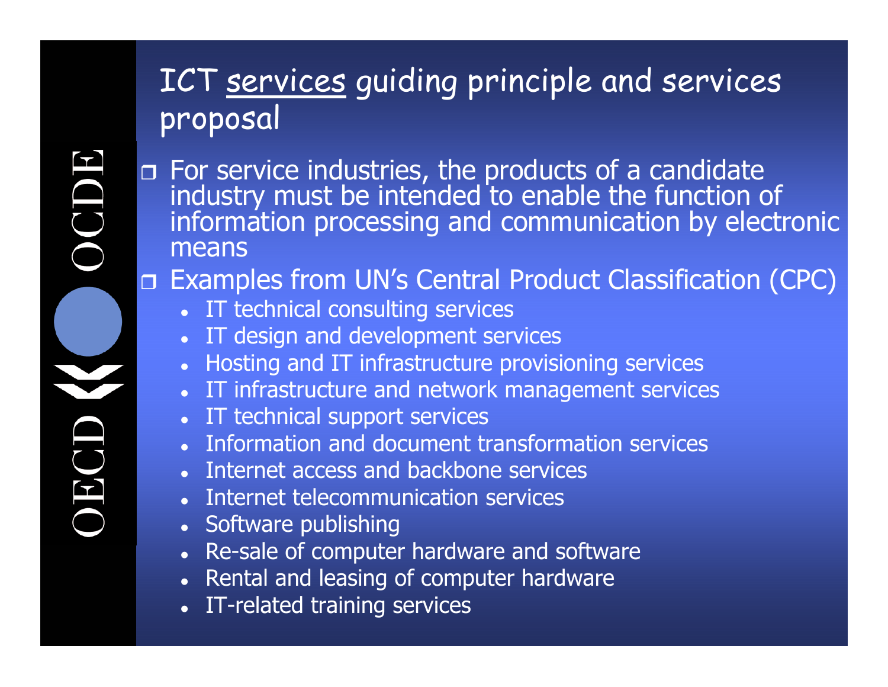# ICT <u>services</u> guiding principle and services proposal

- For service industries, the products of a candidate industry must be intended to enable the function of information processing and communication by electronic means
- Examples from UN's Central Product Classification (CPC)
  - IT technical consulting services
  - IT design and development services
  - Hosting and IT infrastructure provisioning services
  - IT infrastructure and network management services
  - IT technical support services
  - Information and document transformation services
  - Internet access and backbone services
  - Internet telecommunication services
  - Software publishing
  - Re-sale of computer hardware and software
  - Rental and leasing of computer hardware
  - IT-related training services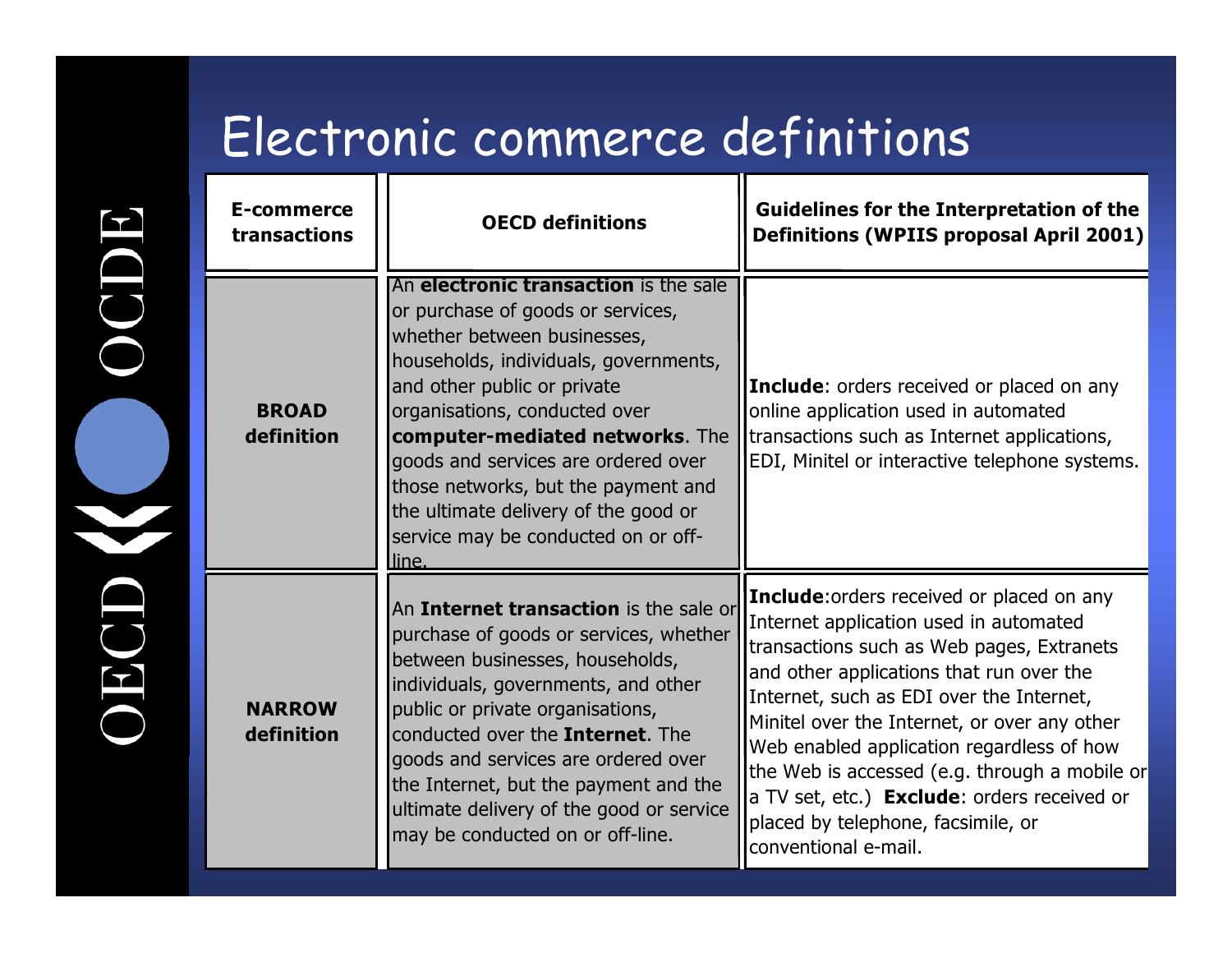# Electronic commerce definitions

| E-commerce transactions | OECD definitions | Guidelines for the Interpretation of the Definitions (WPIIS proposal April 2001) |
|---|---|---|
| **BROAD definition** | An **electronic transaction** is the sale or purchase of goods or services, whether between businesses, households, individuals, governments, and other public or private organisations, conducted over **computer-mediated networks**. The goods and services are ordered over those networks, but the payment and the ultimate delivery of the good or service may be conducted on or off-line. | **Include**: orders received or placed on any online application used in automated transactions such as Internet applications, EDI, Minitel or interactive telephone systems. |
| **NARROW definition** | An **Internet transaction** is the sale or purchase of goods or services, whether between businesses, households, individuals, governments, and other public or private organisations, conducted over the **Internet**. The goods and services are ordered over the Internet, but the payment and the ultimate delivery of the good or service may be conducted on or off-line. | **Include**:orders received or placed on any Internet application used in automated transactions such as Web pages, Extranets and other applications that run over the Internet, such as EDI over the Internet, Minitel over the Internet, or over any other Web enabled application regardless of how the Web is accessed (e.g. through a mobile or a TV set, etc.) **Exclude**: orders received or placed by telephone, facsimile, or conventional e-mail. |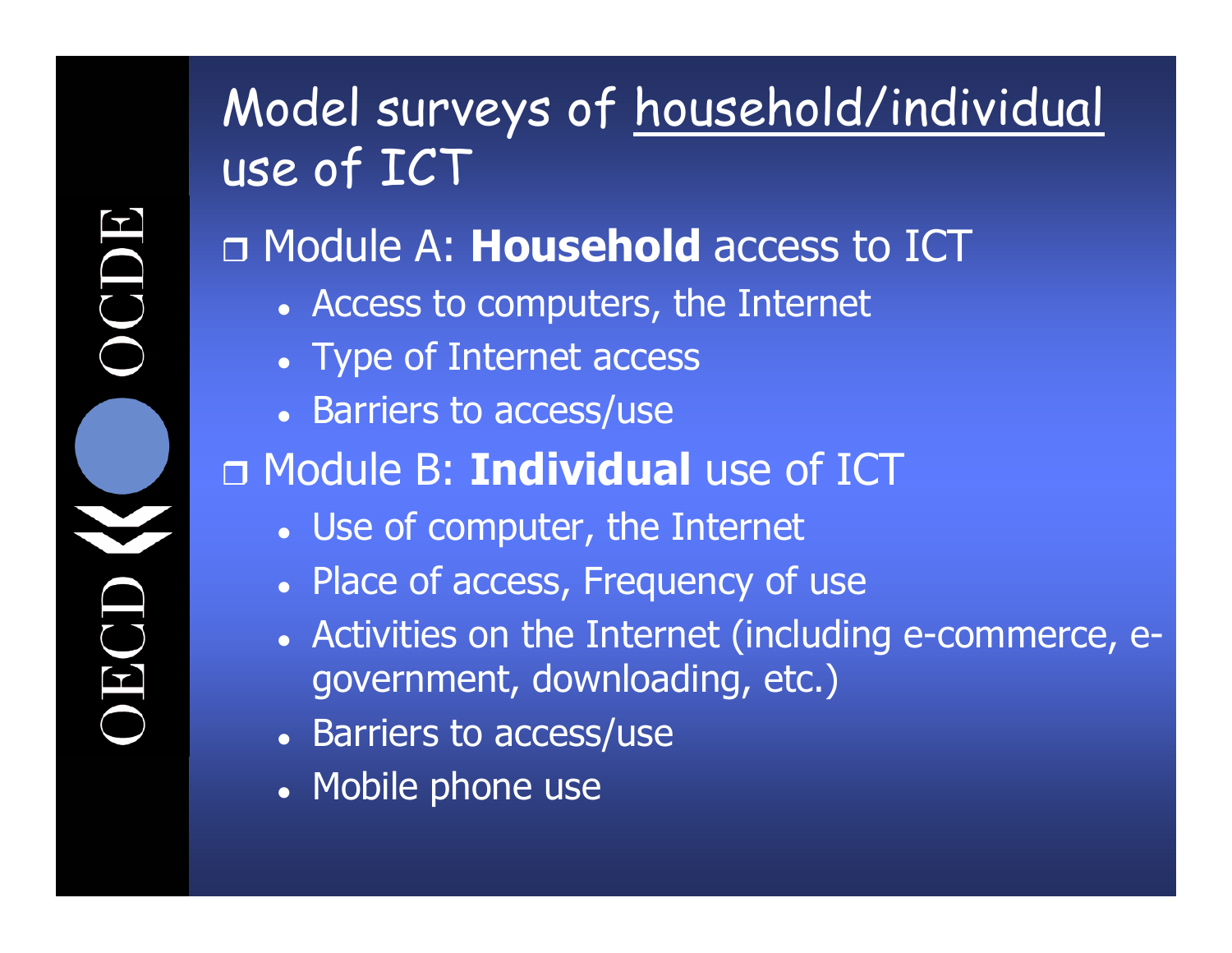# Model surveys of household/individual use of ICT

- Module A: **Household** access to ICT
  - Access to computers, the Internet
  - Type of Internet access
  - Barriers to access/use
- Module B: **Individual** use of ICT
  - Use of computer, the Internet
  - Place of access, Frequency of use
  - Activities on the Internet (including e-commerce, e-government, downloading, etc.)
  - Barriers to access/use
  - Mobile phone use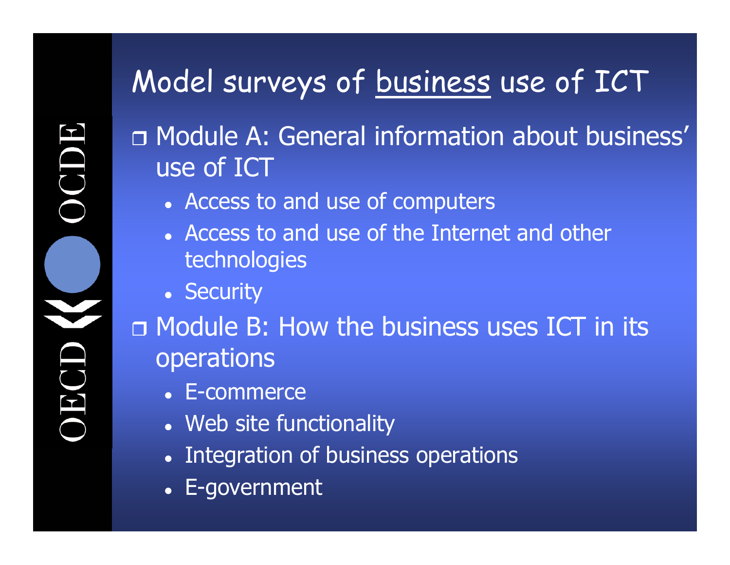# Model surveys of <u>business</u> use of ICT

- Module A: General information about business' use of ICT
  - Access to and use of computers
  - Access to and use of the Internet and other technologies
  - Security
- Module B: How the business uses ICT in its operations
  - E-commerce
  - Web site functionality
  - Integration of business operations
  - E-government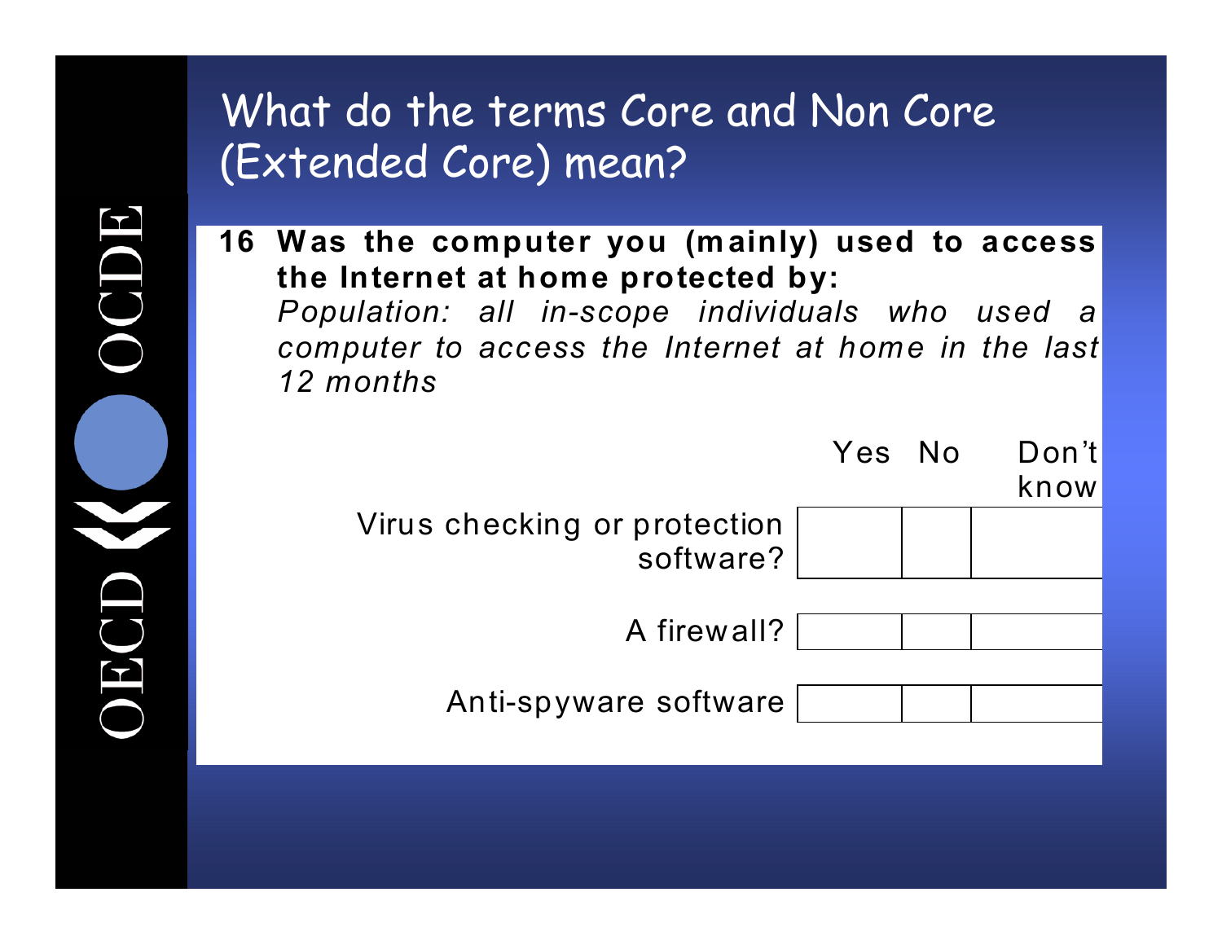# What do the terms Core and Non Core (Extended Core) mean?

**16 Was the computer you (mainly) used to access the Internet at home protected by:**

*Population: all in-scope individuals who used a computer to access the Internet at home in the last 12 months*

| | Yes | No | Don't know |
|---|---|---|---|
| Virus checking or protection software? | | | |
| A firewall? | | | |
| Anti-spyware software | | | |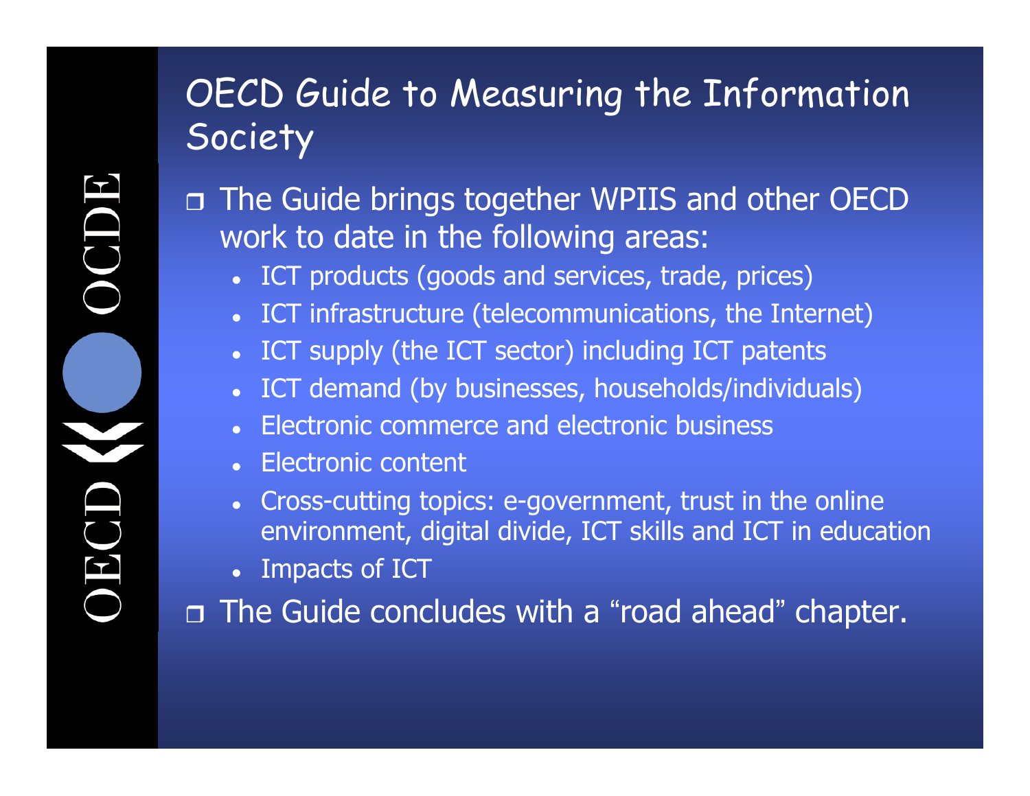# OECD Guide to Measuring the Information Society

- The Guide brings together WPIIS and other OECD work to date in the following areas:
  - ICT products (goods and services, trade, prices)
  - ICT infrastructure (telecommunications, the Internet)
  - ICT supply (the ICT sector) including ICT patents
  - ICT demand (by businesses, households/individuals)
  - Electronic commerce and electronic business
  - Electronic content
  - Cross-cutting topics: e-government, trust in the online environment, digital divide, ICT skills and ICT in education
  - Impacts of ICT
- The Guide concludes with a “road ahead” chapter.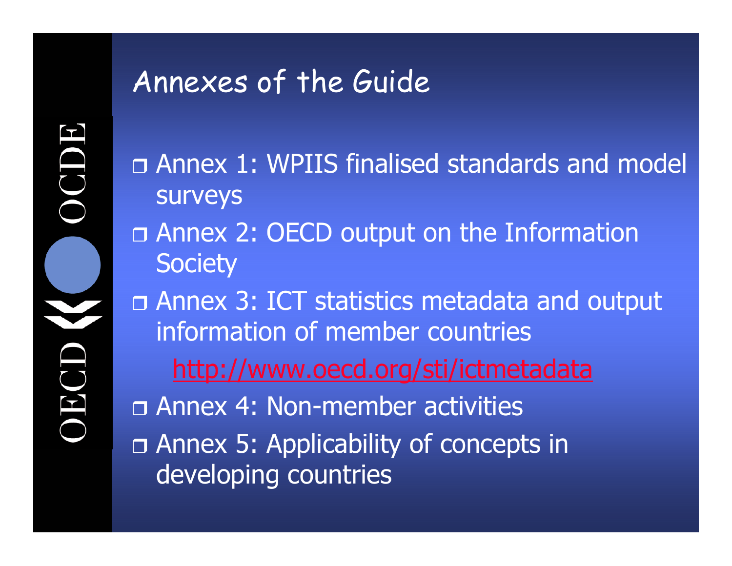# Annexes of the Guide

- Annex 1: WPIIS finalised standards and model surveys
- Annex 2: OECD output on the Information Society
- Annex 3: ICT statistics metadata and output information of member countries

  http://www.oecd.org/sti/ictmetadata
- Annex 4: Non-member activities
- Annex 5: Applicability of concepts in developing countries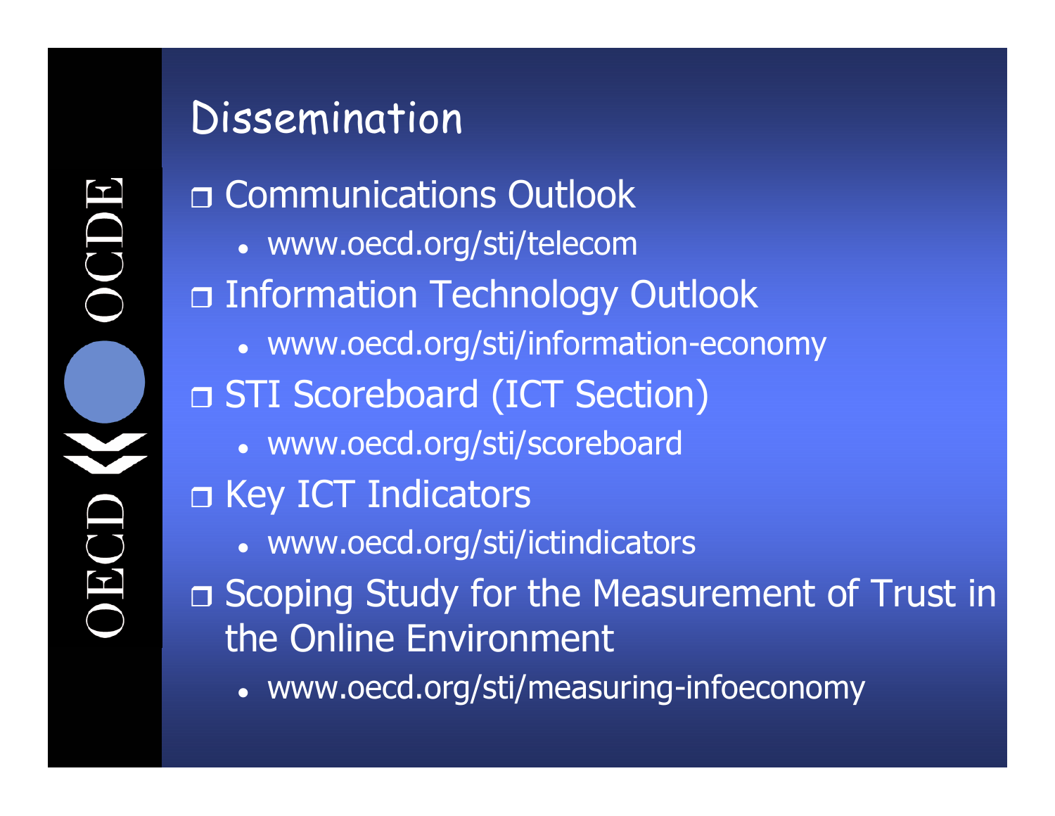# Dissemination

- Communications Outlook
  - www.oecd.org/sti/telecom
- Information Technology Outlook
  - www.oecd.org/sti/information-economy
- STI Scoreboard (ICT Section)
  - www.oecd.org/sti/scoreboard
- Key ICT Indicators
  - www.oecd.org/sti/ictindicators
- Scoping Study for the Measurement of Trust in the Online Environment
  - www.oecd.org/sti/measuring-infoeconomy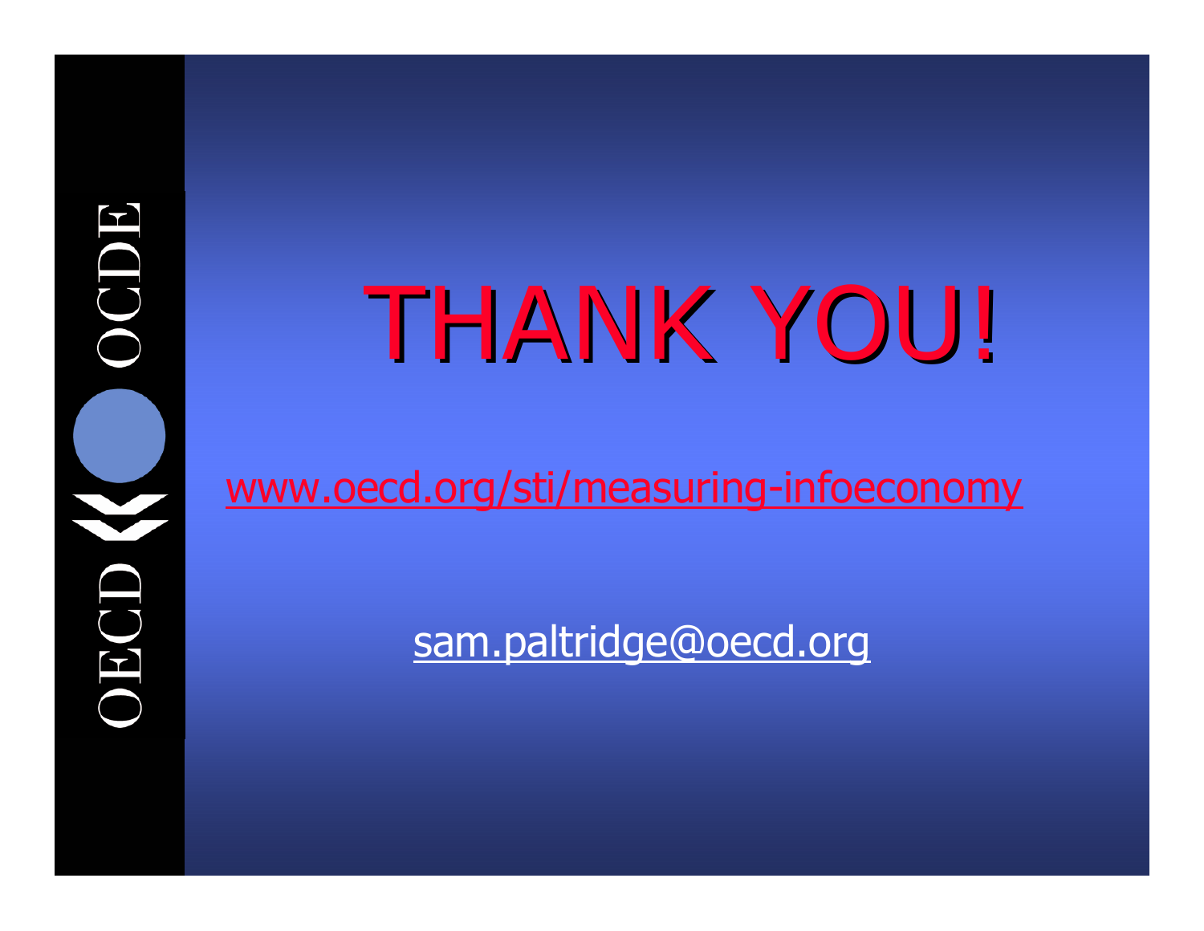# THANK YOU!

www.oecd.org/sti/measuring-infoeconomy

sam.paltridge@oecd.org